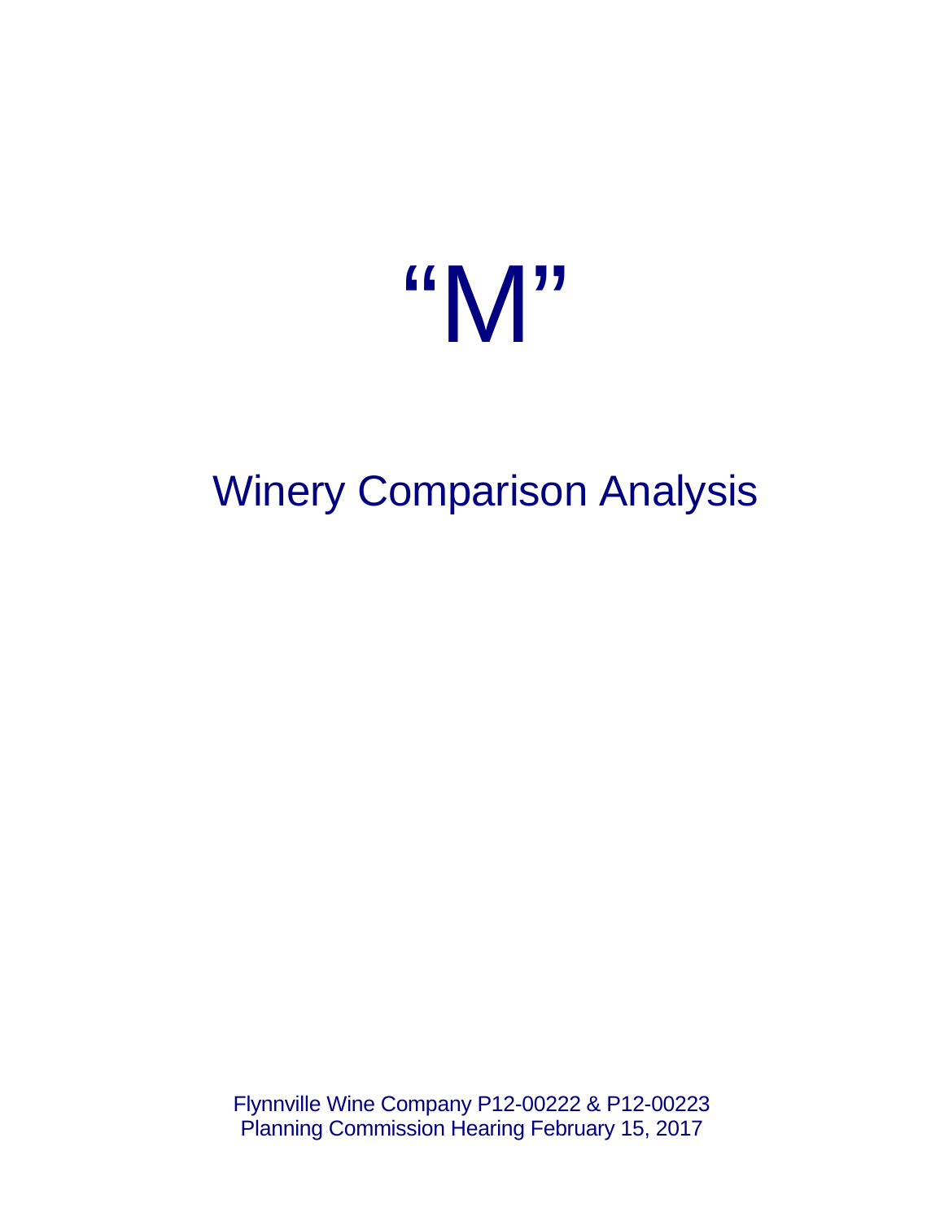# “M”

## Winery Comparison Analysis

Flynnville Wine Company P12-00222 & P12-00223
Planning Commission Hearing February 15, 2017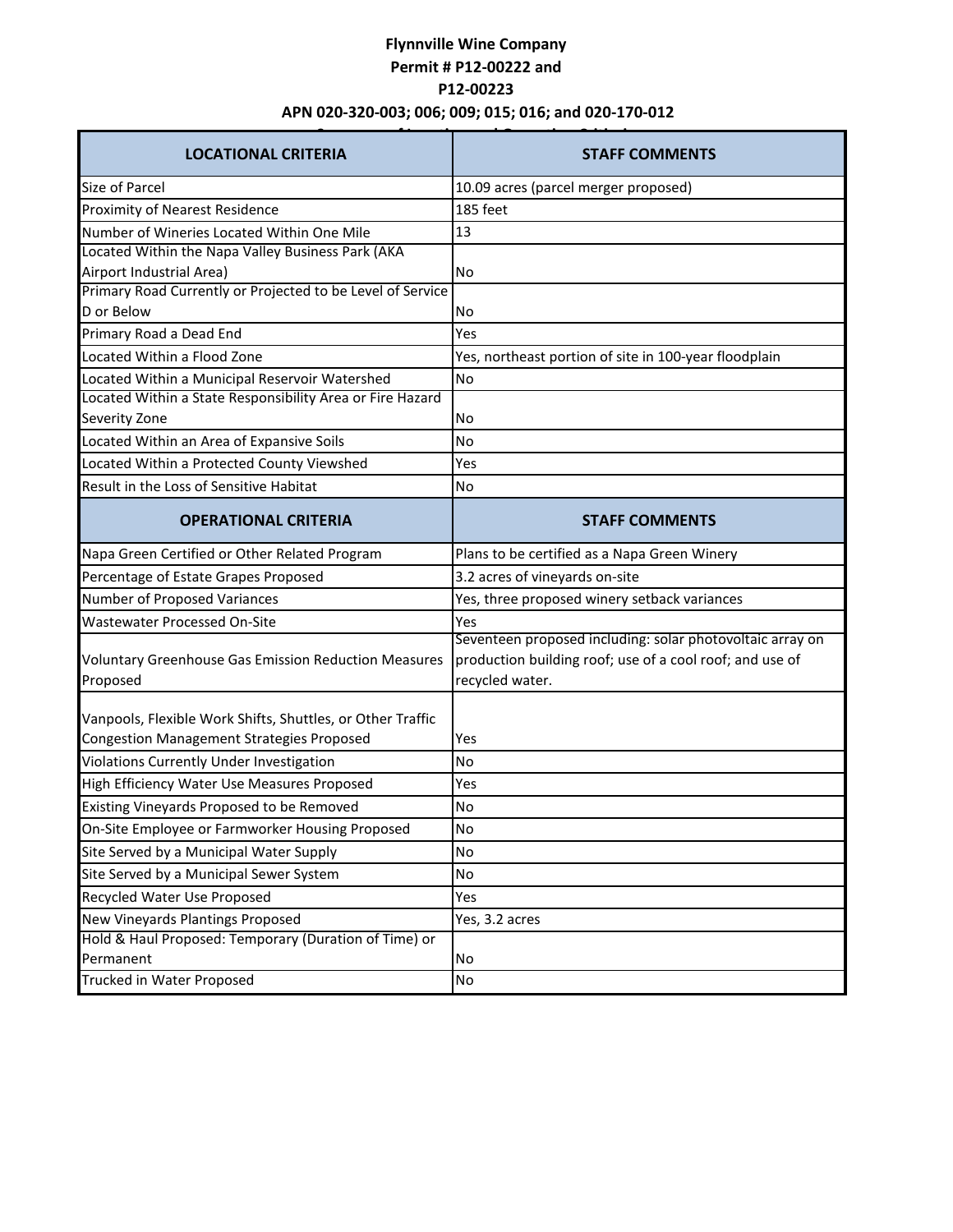**Flynnville Wine Company**
**Permit # P12-00222 and**
**P12-00223**
**APN 020-320-003; 006; 009; 015; 016; and 020-170-012**
**Summary of Locational and Operational Criteria**

| LOCATIONAL CRITERIA | STAFF COMMENTS |
|---|---|
| Size of Parcel | 10.09 acres (parcel merger proposed) |
| Proximity of Nearest Residence | 185 feet |
| Number of Wineries Located Within One Mile | 13 |
| Located Within the Napa Valley Business Park (AKA Airport Industrial Area) | No |
| Primary Road Currently or Projected to be Level of Service D or Below | No |
| Primary Road a Dead End | Yes |
| Located Within a Flood Zone | Yes, northeast portion of site in 100-year floodplain |
| Located Within a Municipal Reservoir Watershed | No |
| Located Within a State Responsibility Area or Fire Hazard Severity Zone | No |
| Located Within an Area of Expansive Soils | No |
| Located Within a Protected County Viewshed | Yes |
| Result in the Loss of Sensitive Habitat | No |
| **OPERATIONAL CRITERIA** | **STAFF COMMENTS** |
| Napa Green Certified or Other Related Program | Plans to be certified as a Napa Green Winery |
| Percentage of Estate Grapes Proposed | 3.2 acres of vineyards on-site |
| Number of Proposed Variances | Yes, three proposed winery setback variances |
| Wastewater Processed On-Site | Yes |
| Voluntary Greenhouse Gas Emission Reduction Measures Proposed | Seventeen proposed including: solar photovoltaic array on production building roof; use of a cool roof; and use of recycled water. |
| Vanpools, Flexible Work Shifts, Shuttles, or Other Traffic Congestion Management Strategies Proposed | Yes |
| Violations Currently Under Investigation | No |
| High Efficiency Water Use Measures Proposed | Yes |
| Existing Vineyards Proposed to be Removed | No |
| On-Site Employee or Farmworker Housing Proposed | No |
| Site Served by a Municipal Water Supply | No |
| Site Served by a Municipal Sewer System | No |
| Recycled Water Use Proposed | Yes |
| New Vineyards Plantings Proposed | Yes, 3.2 acres |
| Hold & Haul Proposed: Temporary (Duration of Time) or Permanent | No |
| Trucked in Water Proposed | No |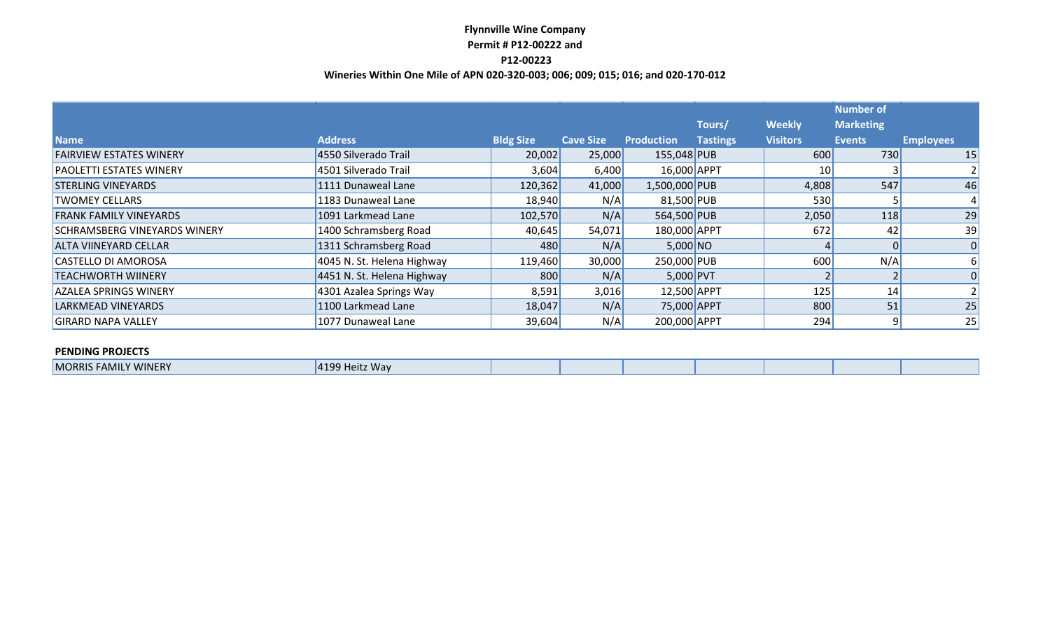**Flynnville Wine Company**
**Permit # P12-00222 and**
**P12-00223**
**Wineries Within One Mile of APN 020-320-003; 006; 009; 015; 016; and 020-170-012**

| Name | Address | Bldg Size | Cave Size | Production | Tours/ Tastings | Weekly Visitors | Number of Marketing Events | Employees |
|---|---|---|---|---|---|---|---|---|
| FAIRVIEW ESTATES WINERY | 4550 Silverado Trail | 20,002 | 25,000 | 155,048 | PUB | 600 | 730 | 15 |
| PAOLETTI ESTATES WINERY | 4501 Silverado Trail | 3,604 | 6,400 | 16,000 | APPT | 10 | 3 | 2 |
| STERLING VINEYARDS | 1111 Dunaweal Lane | 120,362 | 41,000 | 1,500,000 | PUB | 4,808 | 547 | 46 |
| TWOMEY CELLARS | 1183 Dunaweal Lane | 18,940 | N/A | 81,500 | PUB | 530 | 5 | 4 |
| FRANK FAMILY VINEYARDS | 1091 Larkmead Lane | 102,570 | N/A | 564,500 | PUB | 2,050 | 118 | 29 |
| SCHRAMSBERG VINEYARDS WINERY | 1400 Schramsberg Road | 40,645 | 54,071 | 180,000 | APPT | 672 | 42 | 39 |
| ALTA VIINEYARD CELLAR | 1311 Schramsberg Road | 480 | N/A | 5,000 | NO | 4 | 0 | 0 |
| CASTELLO DI AMOROSA | 4045 N. St. Helena Highway | 119,460 | 30,000 | 250,000 | PUB | 600 | N/A | 6 |
| TEACHWORTH WIINERY | 4451 N. St. Helena Highway | 800 | N/A | 5,000 | PVT | 2 | 2 | 0 |
| AZALEA SPRINGS WINERY | 4301 Azalea Springs Way | 8,591 | 3,016 | 12,500 | APPT | 125 | 14 | 2 |
| LARKMEAD VINEYARDS | 1100 Larkmead Lane | 18,047 | N/A | 75,000 | APPT | 800 | 51 | 25 |
| GIRARD NAPA VALLEY | 1077 Dunaweal Lane | 39,604 | N/A | 200,000 | APPT | 294 | 9 | 25 |

**PENDING PROJECTS**

| Name | Address | Bldg Size | Cave Size | Production | Tours/ Tastings | Weekly Visitors | Number of Marketing Events | Employees |
|---|---|---|---|---|---|---|---|---|
| MORRIS FAMILY WINERY | 4199 Heitz Way | | | | | | | |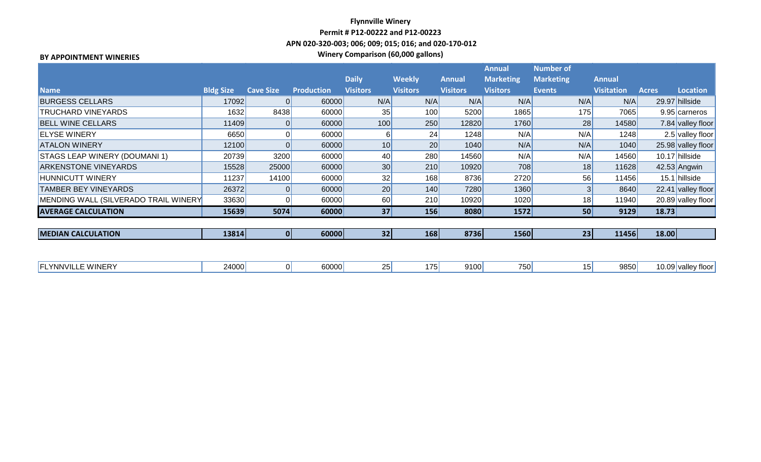**Flynnville Winery**

**Permit # P12-00222 and P12-00223**

**APN 020-320-003; 006; 009; 015; 016; and 020-170-012**

**Winery Comparison (60,000 gallons)**

**BY APPOINTMENT WINERIES**

| Name | Bldg Size | Cave Size | Production | Daily Visitors | Weekly Visitors | Annual Visitors | Annual Marketing Visitors | Number of Marketing Events | Annual Visitation | Acres | Location |
|---|---|---|---|---|---|---|---|---|---|---|---|
| BURGESS CELLARS | 17092 | 0 | 60000 | N/A | N/A | N/A | N/A | N/A | N/A | 29.97 | hillside |
| TRUCHARD VINEYARDS | 1632 | 8438 | 60000 | 35 | 100 | 5200 | 1865 | 175 | 7065 | 9.95 | carneros |
| BELL WINE CELLARS | 11409 | 0 | 60000 | 100 | 250 | 12820 | 1760 | 28 | 14580 | 7.84 | valley floor |
| ELYSE WINERY | 6650 | 0 | 60000 | 6 | 24 | 1248 | N/A | N/A | 1248 | 2.5 | valley floor |
| ATALON WINERY | 12100 | 0 | 60000 | 10 | 20 | 1040 | N/A | N/A | 1040 | 25.98 | valley floor |
| STAGS LEAP WINERY (DOUMANI 1) | 20739 | 3200 | 60000 | 40 | 280 | 14560 | N/A | N/A | 14560 | 10.17 | hillside |
| ARKENSTONE VINEYARDS | 15528 | 25000 | 60000 | 30 | 210 | 10920 | 708 | 18 | 11628 | 42.53 | Angwin |
| HUNNICUTT WINERY | 11237 | 14100 | 60000 | 32 | 168 | 8736 | 2720 | 56 | 11456 | 15.1 | hillside |
| TAMBER BEY VINEYARDS | 26372 | 0 | 60000 | 20 | 140 | 7280 | 1360 | 3 | 8640 | 22.41 | valley floor |
| MENDING WALL (SILVERADO TRAIL WINERY | 33630 | 0 | 60000 | 60 | 210 | 10920 | 1020 | 18 | 11940 | 20.89 | valley floor |
| **AVERAGE CALCULATION** | **15639** | **5074** | **60000** | **37** | **156** | **8080** | **1572** | **50** | **9129** | **18.73** | |
| **MEDIAN CALCULATION** | **13814** | **0** | **60000** | **32** | **168** | **8736** | **1560** | **23** | **11456** | **18.00** | |
| FLYNNVILLE WINERY | 24000 | 0 | 60000 | 25 | 175 | 9100 | 750 | 15 | 9850 | 10.09 | valley floor |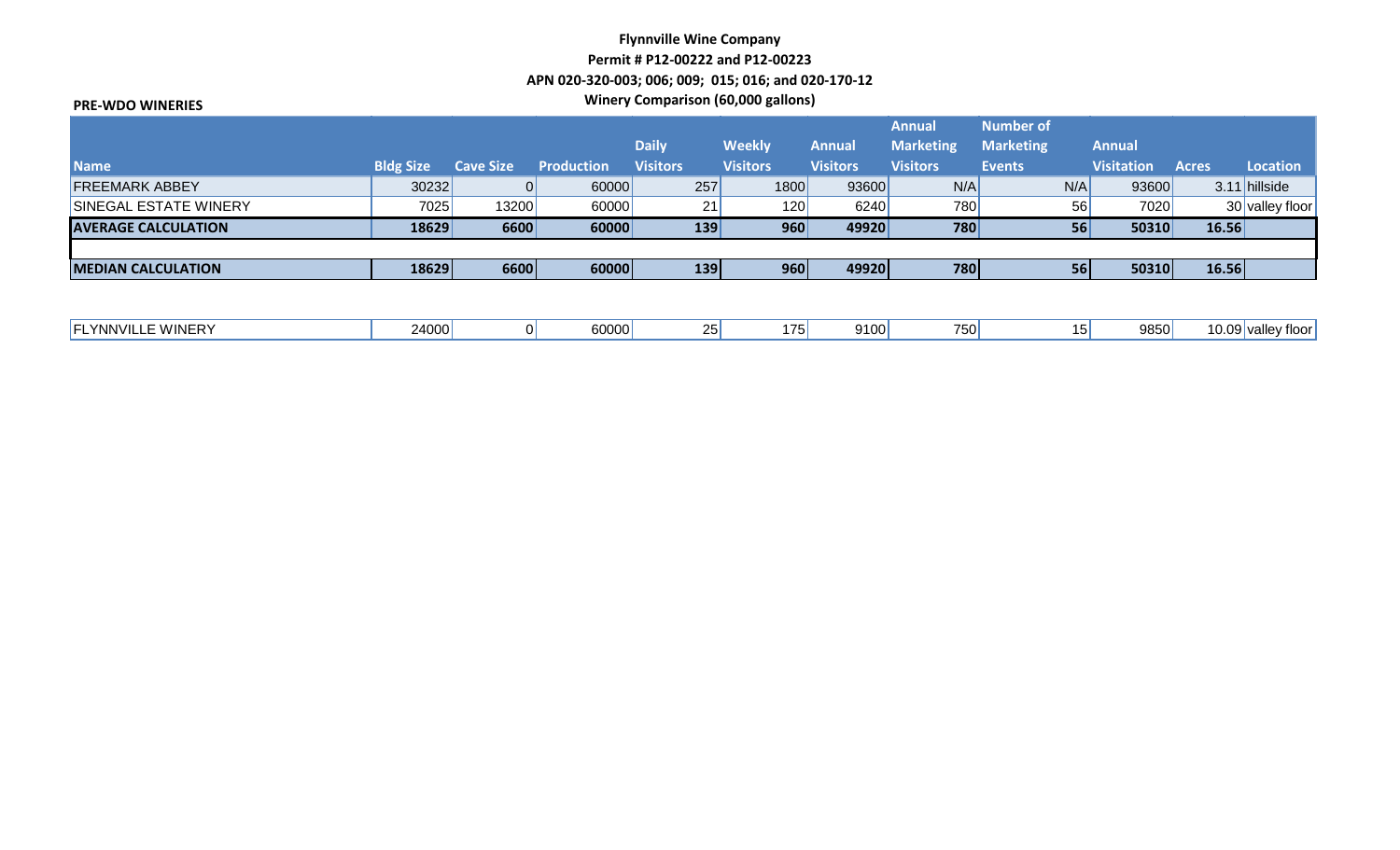**Flynnville Wine Company**

**Permit # P12-00222 and P12-00223**

**APN 020-320-003; 006; 009; 015; 016; and 020-170-12**

**Winery Comparison (60,000 gallons)**

**PRE-WDO WINERIES**

| Name | Bldg Size | Cave Size | Production | Daily Visitors | Weekly Visitors | Annual Visitors | Annual Marketing Visitors | Number of Marketing Events | Annual Visitation | Acres | Location |
|---|---|---|---|---|---|---|---|---|---|---|---|
| FREEMARK ABBEY | 30232 | 0 | 60000 | 257 | 1800 | 93600 | N/A | N/A | 93600 | 3.11 | hillside |
| SINEGAL ESTATE WINERY | 7025 | 13200 | 60000 | 21 | 120 | 6240 | 780 | 56 | 7020 | 30 | valley floor |
| **AVERAGE CALCULATION** | **18629** | **6600** | **60000** | **139** | **960** | **49920** | **780** | **56** | **50310** | **16.56** | |
| | | | | | | | | | | | |
| **MEDIAN CALCULATION** | **18629** | **6600** | **60000** | **139** | **960** | **49920** | **780** | **56** | **50310** | **16.56** | |

| Name | Bldg Size | Cave Size | Production | Daily Visitors | Weekly Visitors | Annual Visitors | Annual Marketing Visitors | Number of Marketing Events | Annual Visitation | Acres | Location |
|---|---|---|---|---|---|---|---|---|---|---|---|
| FLYNNVILLE WINERY | 24000 | 0 | 60000 | 25 | 175 | 9100 | 750 | 15 | 9850 | 10.09 | valley floor |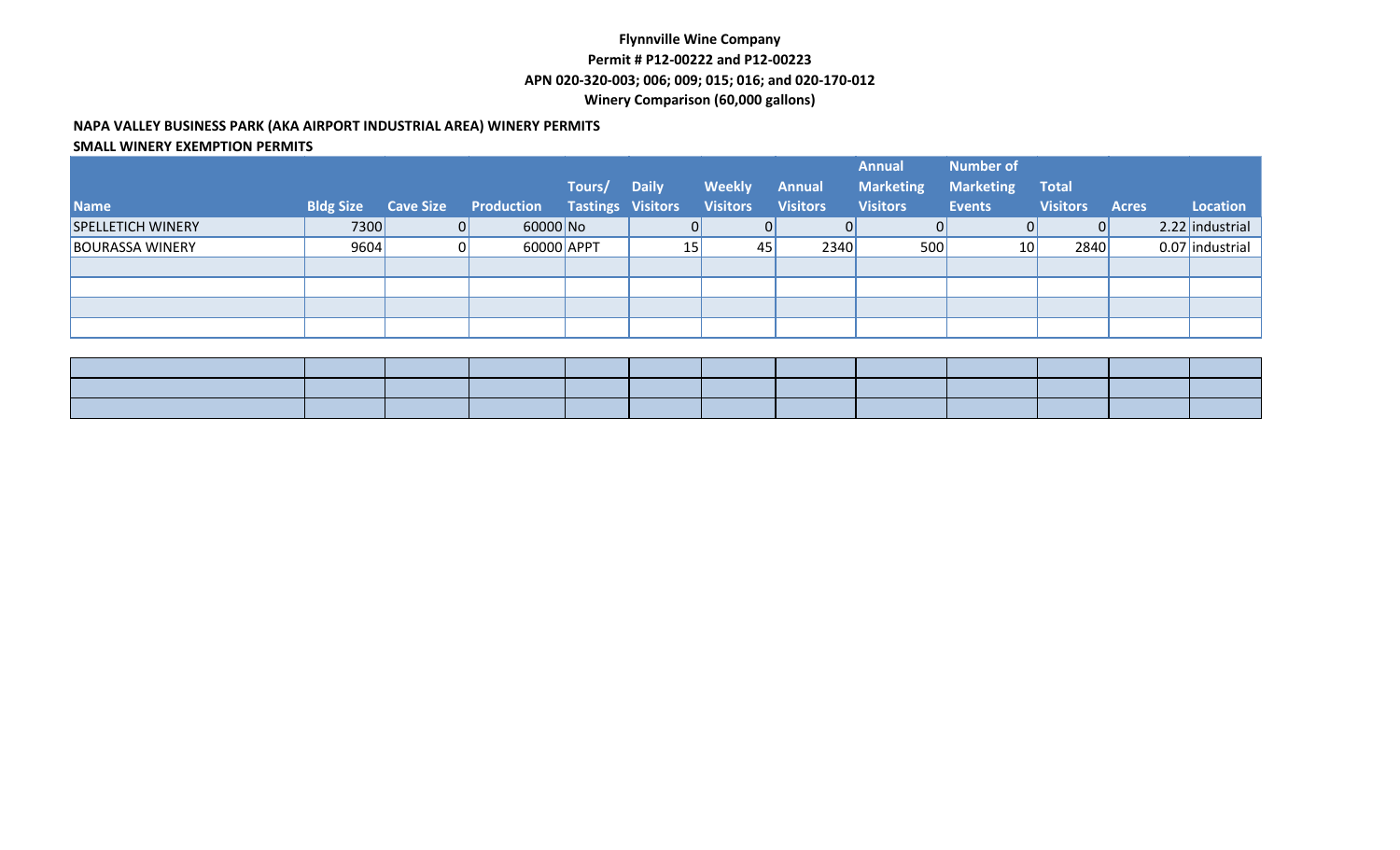**Flynnville Wine Company**

**Permit # P12-00222 and P12-00223**

**APN 020-320-003; 006; 009; 015; 016; and 020-170-012**

**Winery Comparison (60,000 gallons)**

**NAPA VALLEY BUSINESS PARK (AKA AIRPORT INDUSTRIAL AREA) WINERY PERMITS**

**SMALL WINERY EXEMPTION PERMITS**

| Name | Bldg Size | Cave Size | Production | Tours/ Tastings | Daily Visitors | Weekly Visitors | Annual Visitors | Annual Marketing Visitors | Number of Marketing Events | Total Visitors | Acres | Location |
|---|---|---|---|---|---|---|---|---|---|---|---|---|
| SPELLETICH WINERY | 7300 | 0 | 60000 | No | 0 | 0 | 0 | 0 | 0 | 0 | 2.22 | industrial |
| BOURASSA WINERY | 9604 | 0 | 60000 | APPT | 15 | 45 | 2340 | 500 | 10 | 2840 | 0.07 | industrial |